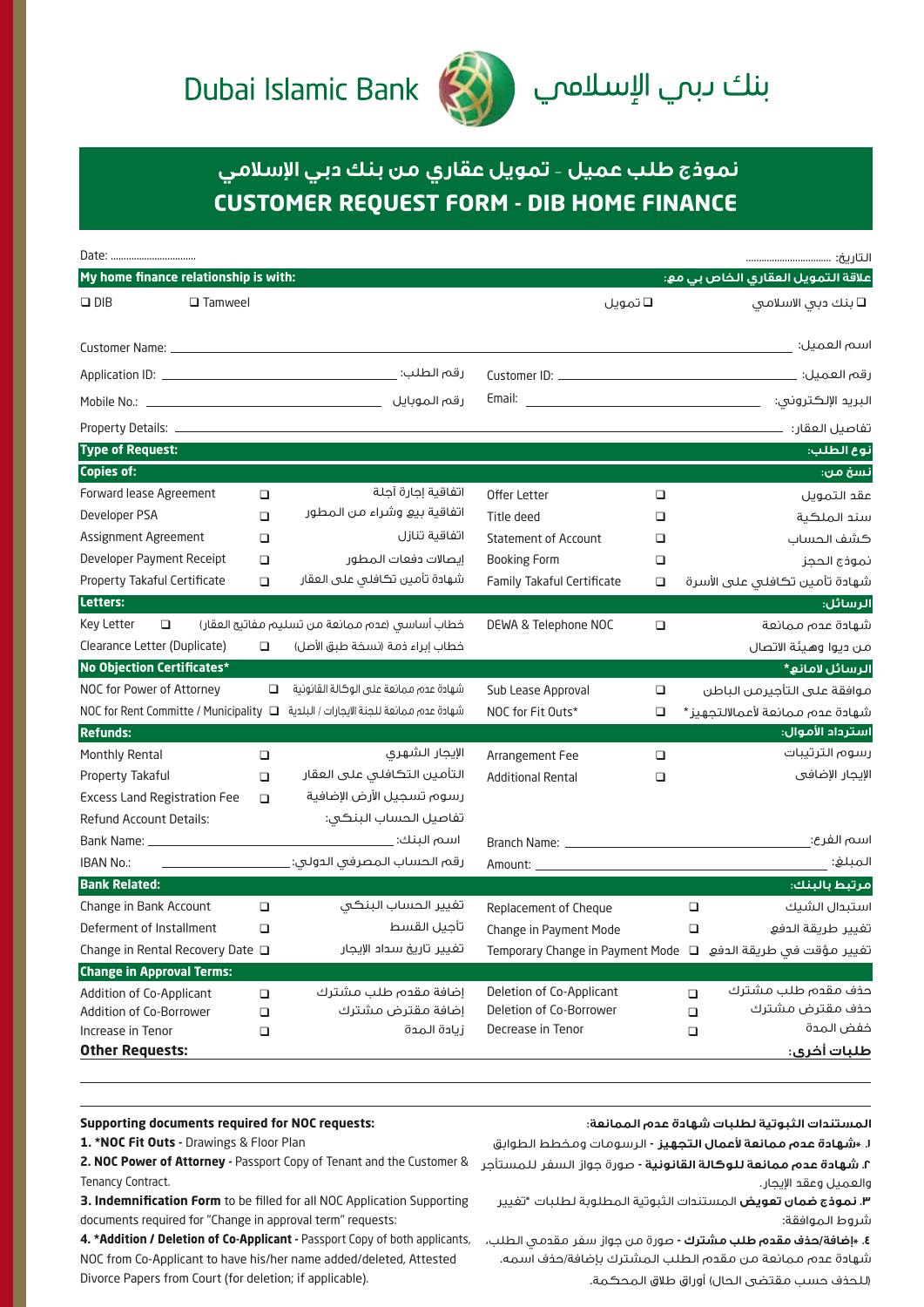# Dubai Islamic Bank بنك دبي الإسلامي

## نموذج طلب عميل - تمويل عقاري من بنك دبي الإسلامي
## CUSTOMER REQUEST FORM - DIB HOME FINANCE

Date: ................................ التاريخ: ................................

**My home finance relationship is with:** **علاقة التمويل العقاري الخاص بي مع:**

❑ DIB ❑ Tamweel ❑ تمويل ❑ بنك دبي الاسلامي

Customer Name: ______ اسم العميل:

Application ID: ______ رقم الطلب: Customer ID: ______ رقم العميل:

Mobile No.: ______ رقم الموبايل Email: ______ البريد الإلكتروني:

Property Details: ______ تفاصيل العقار:

**Type of Request:** **نوع الطلب:**

**Copies of:** **نسخ من:**

| | | | | | |
|---|---|---|---|---|---|
| Forward lease Agreement | ❑ | اتفاقية إجارة آجلة | Offer Letter | ❑ | عقد التمويل |
| Developer PSA | ❑ | اتفاقية بيع وشراء من المطور | Title deed | ❑ | سند الملكية |
| Assignment Agreement | ❑ | اتفاقية تنازل | Statement of Account | ❑ | كشف الحساب |
| Developer Payment Receipt | ❑ | إيصالات دفعات المطور | Booking Form | ❑ | نموذج الحجز |
| Property Takaful Certificate | ❑ | شهادة تأمين تكافلي على العقار | Family Takaful Certificate | ❑ | شهادة تأمين تكافلي على الأسرة |

**Letters:** **الرسائل:**

| | | | | | |
|---|---|---|---|---|---|
| Key Letter | ❑ | خطاب أساسي (عدم ممانعة من تسليم مفاتيح العقار) | DEWA & Telephone NOC | ❑ | شهادة عدم ممانعة من ديوا وهيئة الاتصال |
| Clearance Letter (Duplicate) | ❑ | خطاب إبراء ذمة (نسخة طبق الأصل) | | | |

**No Objection Certificates*** **الرسائل لامانع***

| | | | | | |
|---|---|---|---|---|---|
| NOC for Power of Attorney | ❑ | شهادة عدم ممانعة على الوكالة القانونية | Sub Lease Approval | ❑ | موافقة على التأجيرمن الباطن |
| NOC for Rent Committe / Municipality | ❑ | شهادة عدم ممانعة للجنة الايجارات / البلدية | NOC for Fit Outs* | ❑ | شهادة عدم ممانعة لأعمالالتجهيز* |

**Refunds:** **استرداد الأموال:**

| | | | | | |
|---|---|---|---|---|---|
| Monthly Rental | ❑ | الإيجار الشهري | Arrangement Fee | ❑ | رسوم الترتيبات |
| Property Takaful | ❑ | التأمين التكافلي على العقار | Additional Rental | ❑ | الإيجار الإضافي |
| Excess Land Registration Fee | ❑ | رسوم تسجيل الأرض الإضافية | | | |

Refund Account Details: تفاصيل الحساب البنكي:

Bank Name: ______ اسم البنك: Branch Name: ______ اسم الفرع:

IBAN No.: ______ رقم الحساب المصرفي الدولي: Amount: ______ المبلغ:

**Bank Related:** **مرتبط بالبنك:**

| | | | | | |
|---|---|---|---|---|---|
| Change in Bank Account | ❑ | تغيير الحساب البنكي | Replacement of Cheque | ❑ | استبدال الشيك |
| Deferment of Installment | ❑ | تأجيل القسط | Change in Payment Mode | ❑ | تغيير طريقة الدفع |
| Change in Rental Recovery Date | ❑ | تغيير تاريخ سداد الإيجار | Temporary Change in Payment Mode | ❑ | تغيير مؤقت في طريقة الدفع |

**Change in Approval Terms:**

| | | | | | |
|---|---|---|---|---|---|
| Addition of Co-Applicant | ❑ | إضافة مقدم طلب مشترك | Deletion of Co-Applicant | ❑ | حذف مقدم طلب مشترك |
| Addition of Co-Borrower | ❑ | إضافة مقترض مشترك | Deletion of Co-Borrower | ❑ | حذف مقترض مشترك |
| Increase in Tenor | ❑ | زيادة المدة | Decrease in Tenor | ❑ | خفض المدة |

**Other Requests:** **طلبات أخرى:**

______

**Supporting documents required for NOC requests:**

1. ***NOC Fit Outs** - Drawings & Floor Plan
2. **NOC Power of Attorney** - Passport Copy of Tenant and the Customer & Tenancy Contract.
3. **Indemnification Form** to be filled for all NOC Application Supporting documents required for "Change in approval term" requests:
4. ***Addition / Deletion of Co-Applicant** - Passport Copy of both applicants, NOC from Co-Applicant to have his/her name added/deleted, Attested Divorce Papers from Court (for deletion; if applicable).

**المستندات الثبوتية لطلبات شهادة عدم الممانعة:**

١. ***شهادة عدم ممانعة لأعمال التجهيز** - الرسومات ومخطط الطوابق
٢. **شهادة عدم ممانعة للوكالة القانونية** - صورة جواز السفر للمستأجر والعميل وعقد الإيجار.
٣. **نموذج ضمان تعويض** المستندات الثبوتية المطلوبة لطلبات "تغيير شروط الموافقة:
٤. ***إضافة/حذف مقدم طلب مشترك** - صورة من جواز سفر مقدمي الطلب، شهادة عدم ممانعة من مقدم الطلب المشترك بإضافة/حذف اسمه. (للحذف حسب مقتضى الحال) أوراق طلاق المحكمة.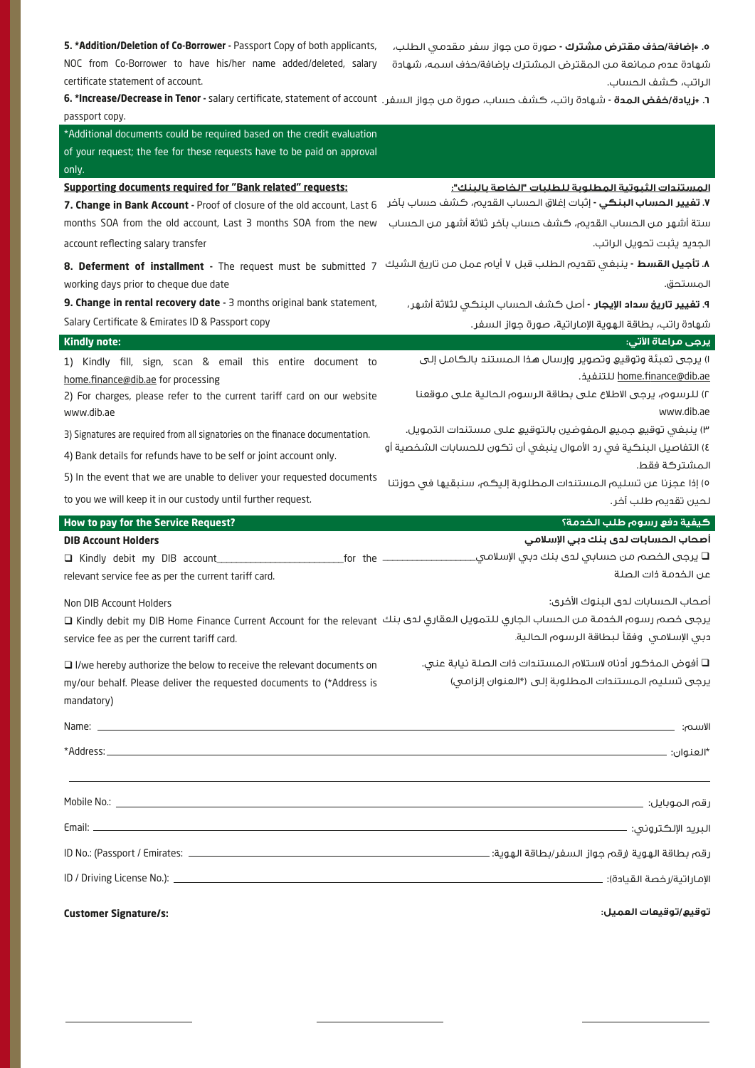**5. *Addition/Deletion of Co-Borrower** - Passport Copy of both applicants, NOC from Co-Borrower to have his/her name added/deleted, salary certificate statement of account.

**٥. *إضافة/حذف مقترض مشترك** - صورة من جواز سفر مقدمي الطلب، شهادة عدم ممانعة من المقترض المشترك بإضافة/حذف اسمه، شهادة الراتب، كشف الحساب.

**6. *Increase/Decrease in Tenor** - salary certificate, statement of account passport copy.

**٦. *زيادة/خفض المدة** - شهادة راتب، كشف حساب، صورة من جواز السفر.

*Additional documents could be required based on the credit evaluation of your request; the fee for these requests have to be paid on approval only.

**Supporting documents required for "Bank related" requests:**

**المستندات الثبوتية المطلوبة للطلبات "الخاصة بالبنك":**

**7. Change in Bank Account** - Proof of closure of the old account, Last 6 months SOA from the old account, Last 3 months SOA from the new account reflecting salary transfer

**٧. تغيير الحساب البنكي** - إثبات إغلاق الحساب القديم، كشف حساب بآخر ستة أشهر من الحساب القديم، كشف حساب بآخر ثلاثة أشهر من الحساب الجديد يثبت تحويل الراتب.

**8. Deferment of installment** - The request must be submitted 7 working days prior to cheque due date

**٨. تأجيل القسط** - ينبغي تقديم الطلب قبل ٧ أيام عمل من تاريخ الشيك المستحق.

**9. Change in rental recovery date** - 3 months original bank statement, Salary Certificate & Emirates ID & Passport copy

**٩. تغيير تاريخ سداد الإيجار** - أصل كشف الحساب البنكي لثلاثة أشهر، شهادة راتب، بطاقة الهوية الإماراتية، صورة جواز السفر.

**Kindly note:**

1) Kindly fill, sign, scan & email this entire document to home.finance@dib.ae for processing
2) For charges, please refer to the current tariff card on our website www.dib.ae
3) Signatures are required from all signatories on the finanace documentation.
4) Bank details for refunds have to be self or joint account only.
5) In the event that we are unable to deliver your requested documents to you we will keep it in our custody until further request.

**يرجى مراعاة الآتي:**

١) يرجى تعبئة وتوقيع وتصوير وإرسال هذا المستند بالكامل إلى home.finance@dib.ae للتنفيذ.
٢) للرسوم، يرجى الاطلاع على بطاقة الرسوم الحالية على موقعنا www.dib.ae
٣) ينبغي توقيع جميع المفوضين بالتوقيع على مستندات التمويل.
٤) التفاصيل البنكية في رد الأموال ينبغي أن تكون للحسابات الشخصية أو المشتركة فقط.
٥) إذا عجزنا عن تسليم المستندات المطلوبة إليكم، سنبقيها في حوزتنا لحين تقديم طلب آخر.

**How to pay for the Service Request?**

**كيفية دفع رسوم طلب الخدمة؟**

**DIB Account Holders**

**أصحاب الحسابات لدى بنك دبي الإسلامي**

❑ Kindly debit my DIB account________________________for the relevant service fee as per the current tariff card.

❑ يرجى الخصم من حسابي لدى بنك دبي الإسلامي________________ عن الخدمة ذات الصلة

Non DIB Account Holders

أصحاب الحسابات لدى البنوك الأخرى:

❑ Kindly debit my DIB Home Finance Current Account for the relevant service fee as per the current tariff card.

يرجى خصم رسوم الخدمة من الحساب الجاري للتمويل العقاري لدى بنك دبي الإسلامي وفقاً لبطاقة الرسوم الحالية.

❑ I/we hereby authorize the below to receive the relevant documents on my/our behalf. Please deliver the requested documents to (*Address is mandatory)

❑ أفوض المذكور أدناه لاستلام المستندات ذات الصلة نيابة عني. يرجى تسليم المستندات المطلوبة إلى (*العنوان إلزامي)

Name: ____________________ :الاسم

*Address: ____________________ :العنوان*

Mobile No.: ____________________ :رقم الموبايل

Email: ____________________ :البريد الإلكتروني

ID No.: (Passport / Emirates: ____________________ :رقم بطاقة الهوية (رقم جواز السفر/بطاقة الهوية

ID / Driving License No.): ____________________ :الإماراتية/رخصة القيادة)

**Customer Signature/s:**

**توقيع/توقيعات العميل:**

____________________ ____________________ ____________________